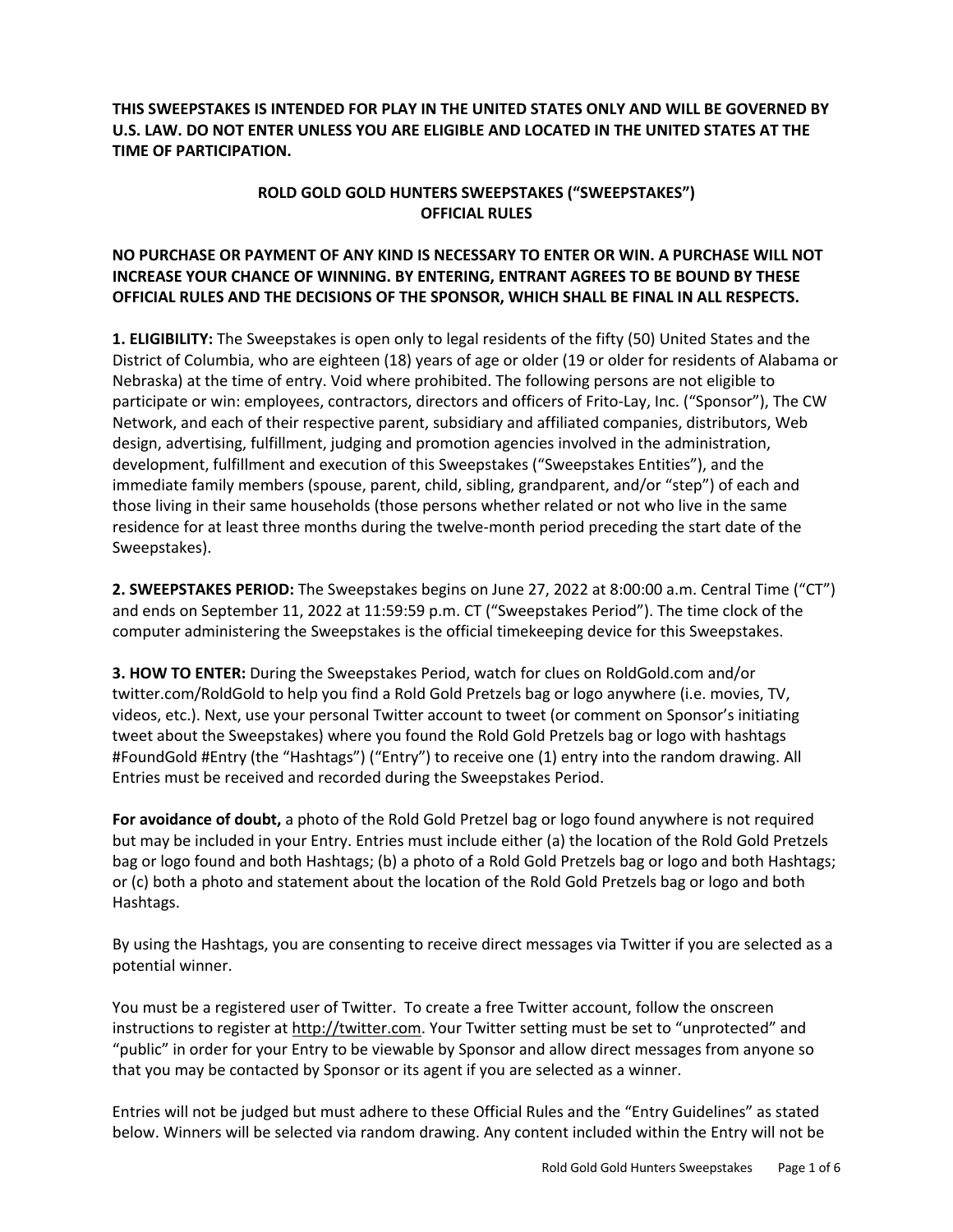**THIS SWEEPSTAKES IS INTENDED FOR PLAY IN THE UNITED STATES ONLY AND WILL BE GOVERNED BY U.S. LAW. DO NOT ENTER UNLESS YOU ARE ELIGIBLE AND LOCATED IN THE UNITED STATES AT THE TIME OF PARTICIPATION.**

# ROLD GOLD GOLD HUNTERS SWEEPSTAKES ("SWEEPSTAKES") OFFICIAL RULES

**NO PURCHASE OR PAYMENT OF ANY KIND IS NECESSARY TO ENTER OR WIN. A PURCHASE WILL NOT INCREASE YOUR CHANCE OF WINNING. BY ENTERING, ENTRANT AGREES TO BE BOUND BY THESE OFFICIAL RULES AND THE DECISIONS OF THE SPONSOR, WHICH SHALL BE FINAL IN ALL RESPECTS.**

**1. ELIGIBILITY:** The Sweepstakes is open only to legal residents of the fifty (50) United States and the District of Columbia, who are eighteen (18) years of age or older (19 or older for residents of Alabama or Nebraska) at the time of entry. Void where prohibited. The following persons are not eligible to participate or win: employees, contractors, directors and officers of Frito-Lay, Inc. ("Sponsor"), The CW Network, and each of their respective parent, subsidiary and affiliated companies, distributors, Web design, advertising, fulfillment, judging and promotion agencies involved in the administration, development, fulfillment and execution of this Sweepstakes ("Sweepstakes Entities"), and the immediate family members (spouse, parent, child, sibling, grandparent, and/or "step") of each and those living in their same households (those persons whether related or not who live in the same residence for at least three months during the twelve-month period preceding the start date of the Sweepstakes).

**2. SWEEPSTAKES PERIOD:** The Sweepstakes begins on June 27, 2022 at 8:00:00 a.m. Central Time ("CT") and ends on September 11, 2022 at 11:59:59 p.m. CT ("Sweepstakes Period"). The time clock of the computer administering the Sweepstakes is the official timekeeping device for this Sweepstakes.

**3. HOW TO ENTER:** During the Sweepstakes Period, watch for clues on RoldGold.com and/or twitter.com/RoldGold to help you find a Rold Gold Pretzels bag or logo anywhere (i.e. movies, TV, videos, etc.). Next, use your personal Twitter account to tweet (or comment on Sponsor's initiating tweet about the Sweepstakes) where you found the Rold Gold Pretzels bag or logo with hashtags #FoundGold #Entry (the "Hashtags") ("Entry") to receive one (1) entry into the random drawing. All Entries must be received and recorded during the Sweepstakes Period.

**For avoidance of doubt,** a photo of the Rold Gold Pretzel bag or logo found anywhere is not required but may be included in your Entry. Entries must include either (a) the location of the Rold Gold Pretzels bag or logo found and both Hashtags; (b) a photo of a Rold Gold Pretzels bag or logo and both Hashtags; or (c) both a photo and statement about the location of the Rold Gold Pretzels bag or logo and both Hashtags.

By using the Hashtags, you are consenting to receive direct messages via Twitter if you are selected as a potential winner.

You must be a registered user of Twitter. To create a free Twitter account, follow the onscreen instructions to register at http://twitter.com. Your Twitter setting must be set to "unprotected" and "public" in order for your Entry to be viewable by Sponsor and allow direct messages from anyone so that you may be contacted by Sponsor or its agent if you are selected as a winner.

Entries will not be judged but must adhere to these Official Rules and the "Entry Guidelines" as stated below. Winners will be selected via random drawing. Any content included within the Entry will not be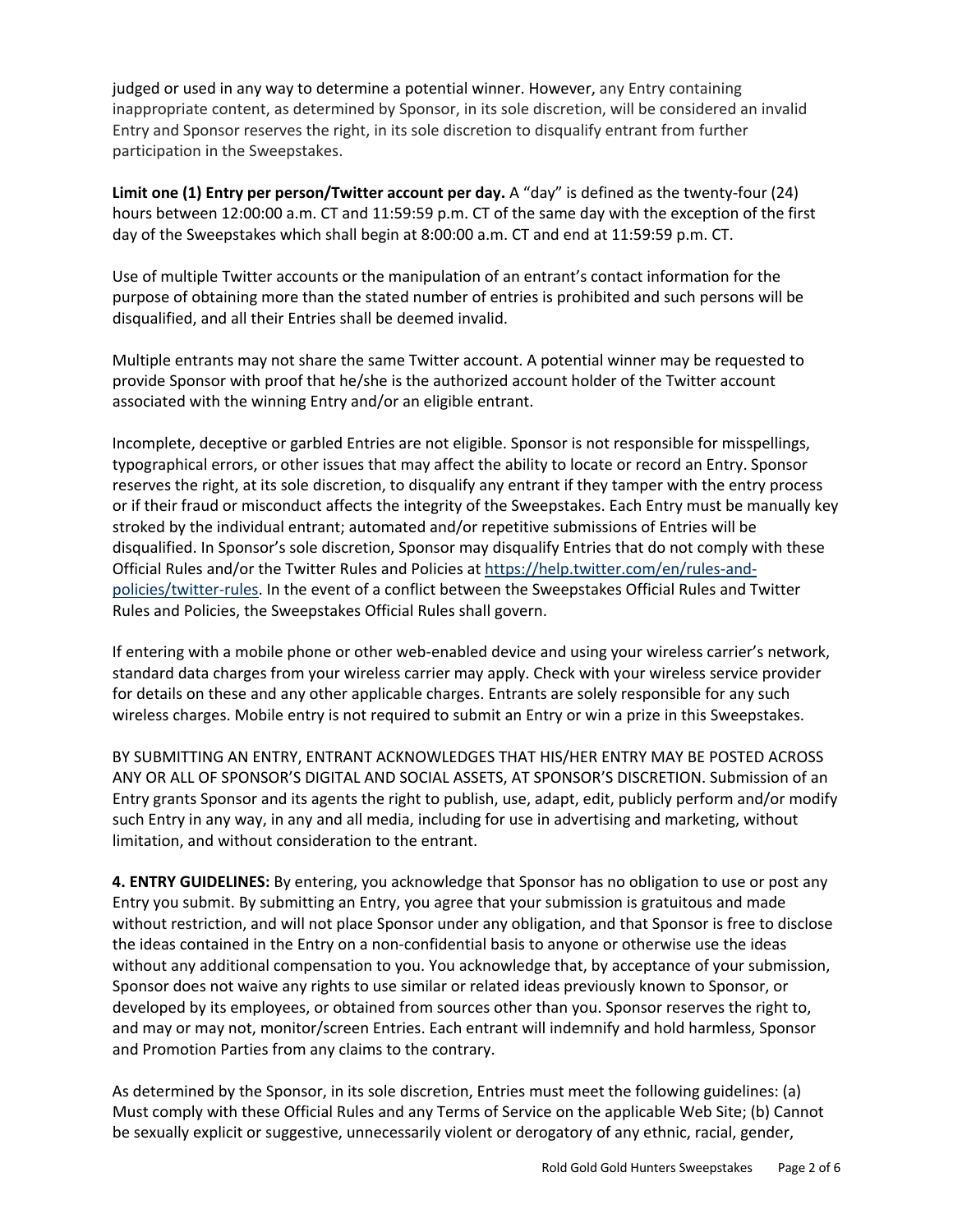judged or used in any way to determine a potential winner. However, any Entry containing inappropriate content, as determined by Sponsor, in its sole discretion, will be considered an invalid Entry and Sponsor reserves the right, in its sole discretion to disqualify entrant from further participation in the Sweepstakes.

**Limit one (1) Entry per person/Twitter account per day.** A "day" is defined as the twenty-four (24) hours between 12:00:00 a.m. CT and 11:59:59 p.m. CT of the same day with the exception of the first day of the Sweepstakes which shall begin at 8:00:00 a.m. CT and end at 11:59:59 p.m. CT.

Use of multiple Twitter accounts or the manipulation of an entrant's contact information for the purpose of obtaining more than the stated number of entries is prohibited and such persons will be disqualified, and all their Entries shall be deemed invalid.

Multiple entrants may not share the same Twitter account. A potential winner may be requested to provide Sponsor with proof that he/she is the authorized account holder of the Twitter account associated with the winning Entry and/or an eligible entrant.

Incomplete, deceptive or garbled Entries are not eligible. Sponsor is not responsible for misspellings, typographical errors, or other issues that may affect the ability to locate or record an Entry. Sponsor reserves the right, at its sole discretion, to disqualify any entrant if they tamper with the entry process or if their fraud or misconduct affects the integrity of the Sweepstakes. Each Entry must be manually key stroked by the individual entrant; automated and/or repetitive submissions of Entries will be disqualified. In Sponsor's sole discretion, Sponsor may disqualify Entries that do not comply with these Official Rules and/or the Twitter Rules and Policies at [https://help.twitter.com/en/rules-and-policies/twitter-rules](https://help.twitter.com/en/rules-and-policies/twitter-rules). In the event of a conflict between the Sweepstakes Official Rules and Twitter Rules and Policies, the Sweepstakes Official Rules shall govern.

If entering with a mobile phone or other web-enabled device and using your wireless carrier's network, standard data charges from your wireless carrier may apply. Check with your wireless service provider for details on these and any other applicable charges. Entrants are solely responsible for any such wireless charges. Mobile entry is not required to submit an Entry or win a prize in this Sweepstakes.

BY SUBMITTING AN ENTRY, ENTRANT ACKNOWLEDGES THAT HIS/HER ENTRY MAY BE POSTED ACROSS ANY OR ALL OF SPONSOR'S DIGITAL AND SOCIAL ASSETS, AT SPONSOR'S DISCRETION. Submission of an Entry grants Sponsor and its agents the right to publish, use, adapt, edit, publicly perform and/or modify such Entry in any way, in any and all media, including for use in advertising and marketing, without limitation, and without consideration to the entrant.

**4. ENTRY GUIDELINES:** By entering, you acknowledge that Sponsor has no obligation to use or post any Entry you submit. By submitting an Entry, you agree that your submission is gratuitous and made without restriction, and will not place Sponsor under any obligation, and that Sponsor is free to disclose the ideas contained in the Entry on a non-confidential basis to anyone or otherwise use the ideas without any additional compensation to you. You acknowledge that, by acceptance of your submission, Sponsor does not waive any rights to use similar or related ideas previously known to Sponsor, or developed by its employees, or obtained from sources other than you. Sponsor reserves the right to, and may or may not, monitor/screen Entries. Each entrant will indemnify and hold harmless, Sponsor and Promotion Parties from any claims to the contrary.

As determined by the Sponsor, in its sole discretion, Entries must meet the following guidelines: (a) Must comply with these Official Rules and any Terms of Service on the applicable Web Site; (b) Cannot be sexually explicit or suggestive, unnecessarily violent or derogatory of any ethnic, racial, gender,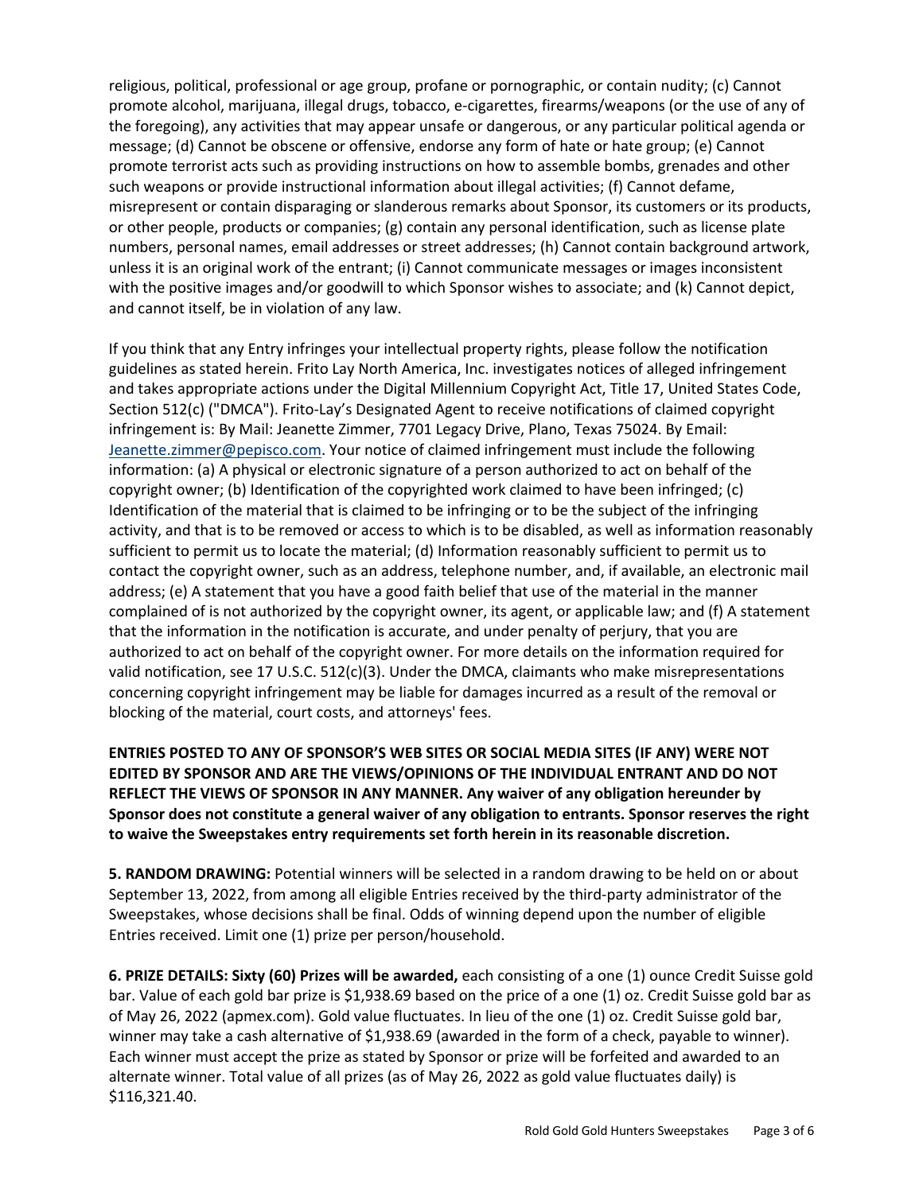religious, political, professional or age group, profane or pornographic, or contain nudity; (c) Cannot promote alcohol, marijuana, illegal drugs, tobacco, e-cigarettes, firearms/weapons (or the use of any of the foregoing), any activities that may appear unsafe or dangerous, or any particular political agenda or message; (d) Cannot be obscene or offensive, endorse any form of hate or hate group; (e) Cannot promote terrorist acts such as providing instructions on how to assemble bombs, grenades and other such weapons or provide instructional information about illegal activities; (f) Cannot defame, misrepresent or contain disparaging or slanderous remarks about Sponsor, its customers or its products, or other people, products or companies; (g) contain any personal identification, such as license plate numbers, personal names, email addresses or street addresses; (h) Cannot contain background artwork, unless it is an original work of the entrant; (i) Cannot communicate messages or images inconsistent with the positive images and/or goodwill to which Sponsor wishes to associate; and (k) Cannot depict, and cannot itself, be in violation of any law.

If you think that any Entry infringes your intellectual property rights, please follow the notification guidelines as stated herein. Frito Lay North America, Inc. investigates notices of alleged infringement and takes appropriate actions under the Digital Millennium Copyright Act, Title 17, United States Code, Section 512(c) ("DMCA"). Frito-Lay's Designated Agent to receive notifications of claimed copyright infringement is: By Mail: Jeanette Zimmer, 7701 Legacy Drive, Plano, Texas 75024. By Email: Jeanette.zimmer@pepisco.com. Your notice of claimed infringement must include the following information: (a) A physical or electronic signature of a person authorized to act on behalf of the copyright owner; (b) Identification of the copyrighted work claimed to have been infringed; (c) Identification of the material that is claimed to be infringing or to be the subject of the infringing activity, and that is to be removed or access to which is to be disabled, as well as information reasonably sufficient to permit us to locate the material; (d) Information reasonably sufficient to permit us to contact the copyright owner, such as an address, telephone number, and, if available, an electronic mail address; (e) A statement that you have a good faith belief that use of the material in the manner complained of is not authorized by the copyright owner, its agent, or applicable law; and (f) A statement that the information in the notification is accurate, and under penalty of perjury, that you are authorized to act on behalf of the copyright owner. For more details on the information required for valid notification, see 17 U.S.C. 512(c)(3). Under the DMCA, claimants who make misrepresentations concerning copyright infringement may be liable for damages incurred as a result of the removal or blocking of the material, court costs, and attorneys' fees.

**ENTRIES POSTED TO ANY OF SPONSOR'S WEB SITES OR SOCIAL MEDIA SITES (IF ANY) WERE NOT EDITED BY SPONSOR AND ARE THE VIEWS/OPINIONS OF THE INDIVIDUAL ENTRANT AND DO NOT REFLECT THE VIEWS OF SPONSOR IN ANY MANNER. Any waiver of any obligation hereunder by Sponsor does not constitute a general waiver of any obligation to entrants. Sponsor reserves the right to waive the Sweepstakes entry requirements set forth herein in its reasonable discretion.**

**5. RANDOM DRAWING:** Potential winners will be selected in a random drawing to be held on or about September 13, 2022, from among all eligible Entries received by the third-party administrator of the Sweepstakes, whose decisions shall be final. Odds of winning depend upon the number of eligible Entries received. Limit one (1) prize per person/household.

**6. PRIZE DETAILS: Sixty (60) Prizes will be awarded,** each consisting of a one (1) ounce Credit Suisse gold bar. Value of each gold bar prize is $1,938.69 based on the price of a one (1) oz. Credit Suisse gold bar as of May 26, 2022 (apmex.com). Gold value fluctuates. In lieu of the one (1) oz. Credit Suisse gold bar, winner may take a cash alternative of $1,938.69 (awarded in the form of a check, payable to winner). Each winner must accept the prize as stated by Sponsor or prize will be forfeited and awarded to an alternate winner. Total value of all prizes (as of May 26, 2022 as gold value fluctuates daily) is $116,321.40.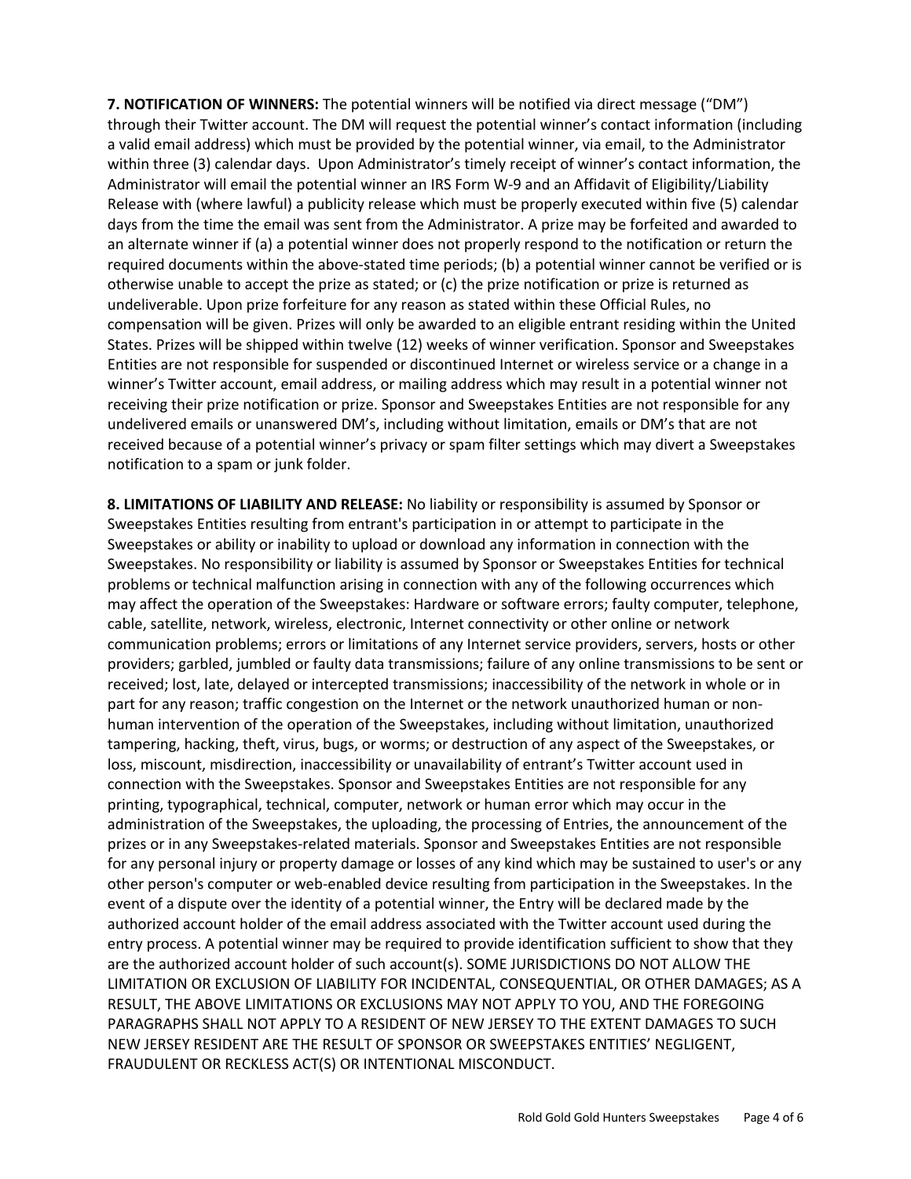**7. NOTIFICATION OF WINNERS:** The potential winners will be notified via direct message ("DM") through their Twitter account. The DM will request the potential winner's contact information (including a valid email address) which must be provided by the potential winner, via email, to the Administrator within three (3) calendar days. Upon Administrator's timely receipt of winner's contact information, the Administrator will email the potential winner an IRS Form W-9 and an Affidavit of Eligibility/Liability Release with (where lawful) a publicity release which must be properly executed within five (5) calendar days from the time the email was sent from the Administrator. A prize may be forfeited and awarded to an alternate winner if (a) a potential winner does not properly respond to the notification or return the required documents within the above-stated time periods; (b) a potential winner cannot be verified or is otherwise unable to accept the prize as stated; or (c) the prize notification or prize is returned as undeliverable. Upon prize forfeiture for any reason as stated within these Official Rules, no compensation will be given. Prizes will only be awarded to an eligible entrant residing within the United States. Prizes will be shipped within twelve (12) weeks of winner verification. Sponsor and Sweepstakes Entities are not responsible for suspended or discontinued Internet or wireless service or a change in a winner's Twitter account, email address, or mailing address which may result in a potential winner not receiving their prize notification or prize. Sponsor and Sweepstakes Entities are not responsible for any undelivered emails or unanswered DM's, including without limitation, emails or DM's that are not received because of a potential winner's privacy or spam filter settings which may divert a Sweepstakes notification to a spam or junk folder.

**8. LIMITATIONS OF LIABILITY AND RELEASE:** No liability or responsibility is assumed by Sponsor or Sweepstakes Entities resulting from entrant's participation in or attempt to participate in the Sweepstakes or ability or inability to upload or download any information in connection with the Sweepstakes. No responsibility or liability is assumed by Sponsor or Sweepstakes Entities for technical problems or technical malfunction arising in connection with any of the following occurrences which may affect the operation of the Sweepstakes: Hardware or software errors; faulty computer, telephone, cable, satellite, network, wireless, electronic, Internet connectivity or other online or network communication problems; errors or limitations of any Internet service providers, servers, hosts or other providers; garbled, jumbled or faulty data transmissions; failure of any online transmissions to be sent or received; lost, late, delayed or intercepted transmissions; inaccessibility of the network in whole or in part for any reason; traffic congestion on the Internet or the network unauthorized human or non-human intervention of the operation of the Sweepstakes, including without limitation, unauthorized tampering, hacking, theft, virus, bugs, or worms; or destruction of any aspect of the Sweepstakes, or loss, miscount, misdirection, inaccessibility or unavailability of entrant's Twitter account used in connection with the Sweepstakes. Sponsor and Sweepstakes Entities are not responsible for any printing, typographical, technical, computer, network or human error which may occur in the administration of the Sweepstakes, the uploading, the processing of Entries, the announcement of the prizes or in any Sweepstakes-related materials. Sponsor and Sweepstakes Entities are not responsible for any personal injury or property damage or losses of any kind which may be sustained to user's or any other person's computer or web-enabled device resulting from participation in the Sweepstakes. In the event of a dispute over the identity of a potential winner, the Entry will be declared made by the authorized account holder of the email address associated with the Twitter account used during the entry process. A potential winner may be required to provide identification sufficient to show that they are the authorized account holder of such account(s). SOME JURISDICTIONS DO NOT ALLOW THE LIMITATION OR EXCLUSION OF LIABILITY FOR INCIDENTAL, CONSEQUENTIAL, OR OTHER DAMAGES; AS A RESULT, THE ABOVE LIMITATIONS OR EXCLUSIONS MAY NOT APPLY TO YOU, AND THE FOREGOING PARAGRAPHS SHALL NOT APPLY TO A RESIDENT OF NEW JERSEY TO THE EXTENT DAMAGES TO SUCH NEW JERSEY RESIDENT ARE THE RESULT OF SPONSOR OR SWEEPSTAKES ENTITIES' NEGLIGENT, FRAUDULENT OR RECKLESS ACT(S) OR INTENTIONAL MISCONDUCT.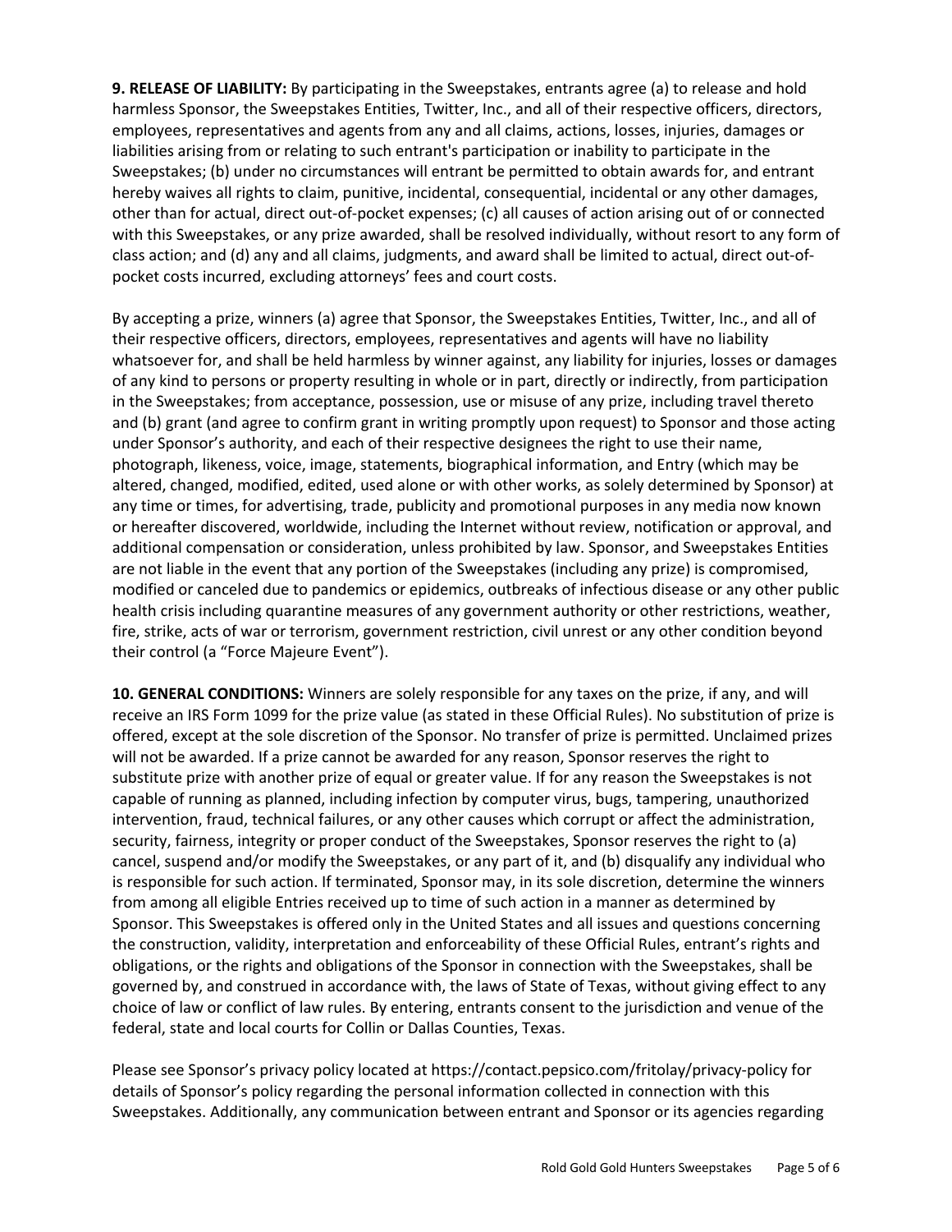**9. RELEASE OF LIABILITY:** By participating in the Sweepstakes, entrants agree (a) to release and hold harmless Sponsor, the Sweepstakes Entities, Twitter, Inc., and all of their respective officers, directors, employees, representatives and agents from any and all claims, actions, losses, injuries, damages or liabilities arising from or relating to such entrant's participation or inability to participate in the Sweepstakes; (b) under no circumstances will entrant be permitted to obtain awards for, and entrant hereby waives all rights to claim, punitive, incidental, consequential, incidental or any other damages, other than for actual, direct out-of-pocket expenses; (c) all causes of action arising out of or connected with this Sweepstakes, or any prize awarded, shall be resolved individually, without resort to any form of class action; and (d) any and all claims, judgments, and award shall be limited to actual, direct out-of-pocket costs incurred, excluding attorneys' fees and court costs.

By accepting a prize, winners (a) agree that Sponsor, the Sweepstakes Entities, Twitter, Inc., and all of their respective officers, directors, employees, representatives and agents will have no liability whatsoever for, and shall be held harmless by winner against, any liability for injuries, losses or damages of any kind to persons or property resulting in whole or in part, directly or indirectly, from participation in the Sweepstakes; from acceptance, possession, use or misuse of any prize, including travel thereto and (b) grant (and agree to confirm grant in writing promptly upon request) to Sponsor and those acting under Sponsor's authority, and each of their respective designees the right to use their name, photograph, likeness, voice, image, statements, biographical information, and Entry (which may be altered, changed, modified, edited, used alone or with other works, as solely determined by Sponsor) at any time or times, for advertising, trade, publicity and promotional purposes in any media now known or hereafter discovered, worldwide, including the Internet without review, notification or approval, and additional compensation or consideration, unless prohibited by law. Sponsor, and Sweepstakes Entities are not liable in the event that any portion of the Sweepstakes (including any prize) is compromised, modified or canceled due to pandemics or epidemics, outbreaks of infectious disease or any other public health crisis including quarantine measures of any government authority or other restrictions, weather, fire, strike, acts of war or terrorism, government restriction, civil unrest or any other condition beyond their control (a "Force Majeure Event").

**10. GENERAL CONDITIONS:** Winners are solely responsible for any taxes on the prize, if any, and will receive an IRS Form 1099 for the prize value (as stated in these Official Rules). No substitution of prize is offered, except at the sole discretion of the Sponsor. No transfer of prize is permitted. Unclaimed prizes will not be awarded. If a prize cannot be awarded for any reason, Sponsor reserves the right to substitute prize with another prize of equal or greater value. If for any reason the Sweepstakes is not capable of running as planned, including infection by computer virus, bugs, tampering, unauthorized intervention, fraud, technical failures, or any other causes which corrupt or affect the administration, security, fairness, integrity or proper conduct of the Sweepstakes, Sponsor reserves the right to (a) cancel, suspend and/or modify the Sweepstakes, or any part of it, and (b) disqualify any individual who is responsible for such action. If terminated, Sponsor may, in its sole discretion, determine the winners from among all eligible Entries received up to time of such action in a manner as determined by Sponsor. This Sweepstakes is offered only in the United States and all issues and questions concerning the construction, validity, interpretation and enforceability of these Official Rules, entrant's rights and obligations, or the rights and obligations of the Sponsor in connection with the Sweepstakes, shall be governed by, and construed in accordance with, the laws of State of Texas, without giving effect to any choice of law or conflict of law rules. By entering, entrants consent to the jurisdiction and venue of the federal, state and local courts for Collin or Dallas Counties, Texas.

Please see Sponsor's privacy policy located at https://contact.pepsico.com/fritolay/privacy-policy for details of Sponsor's policy regarding the personal information collected in connection with this Sweepstakes. Additionally, any communication between entrant and Sponsor or its agencies regarding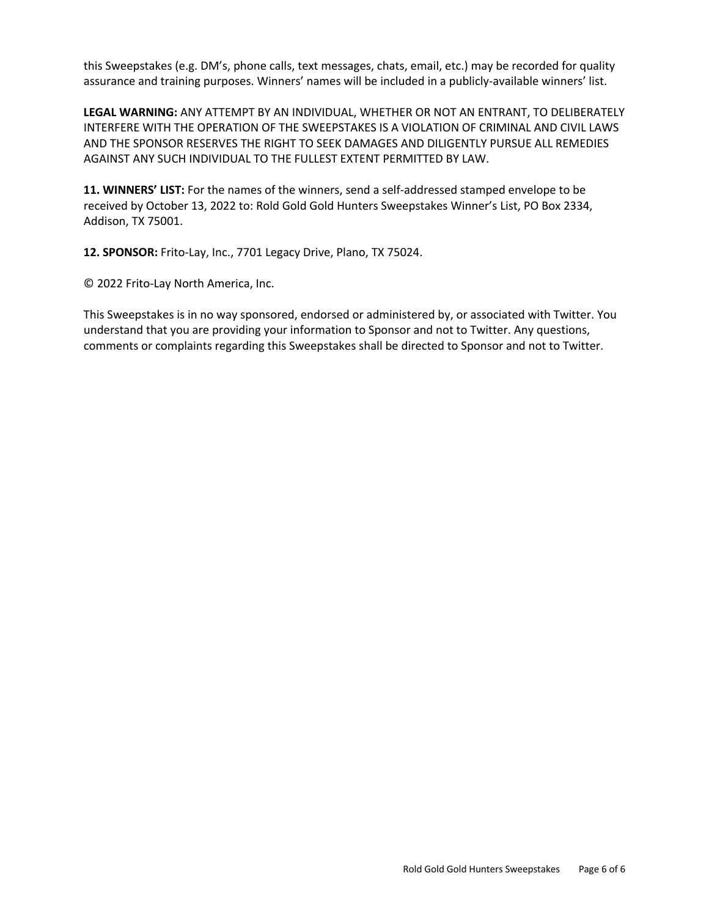this Sweepstakes (e.g. DM's, phone calls, text messages, chats, email, etc.) may be recorded for quality assurance and training purposes. Winners' names will be included in a publicly-available winners' list.

**LEGAL WARNING:** ANY ATTEMPT BY AN INDIVIDUAL, WHETHER OR NOT AN ENTRANT, TO DELIBERATELY INTERFERE WITH THE OPERATION OF THE SWEEPSTAKES IS A VIOLATION OF CRIMINAL AND CIVIL LAWS AND THE SPONSOR RESERVES THE RIGHT TO SEEK DAMAGES AND DILIGENTLY PURSUE ALL REMEDIES AGAINST ANY SUCH INDIVIDUAL TO THE FULLEST EXTENT PERMITTED BY LAW.

**11. WINNERS' LIST:** For the names of the winners, send a self-addressed stamped envelope to be received by October 13, 2022 to: Rold Gold Gold Hunters Sweepstakes Winner's List, PO Box 2334, Addison, TX 75001.

**12. SPONSOR:** Frito-Lay, Inc., 7701 Legacy Drive, Plano, TX 75024.

© 2022 Frito-Lay North America, Inc.

This Sweepstakes is in no way sponsored, endorsed or administered by, or associated with Twitter. You understand that you are providing your information to Sponsor and not to Twitter. Any questions, comments or complaints regarding this Sweepstakes shall be directed to Sponsor and not to Twitter.